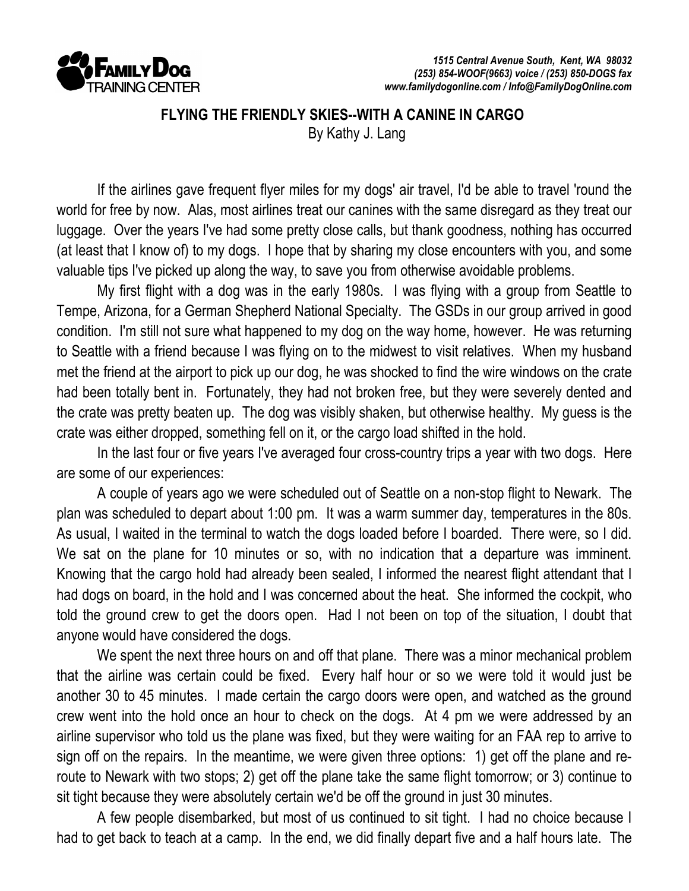**FAMILY DOG TRAINING CENTER**

*1515 Central Avenue South, Kent, WA 98032*
*(253) 854-WOOF(9663) voice / (253) 850-DOGS fax*
*www.familydogonline.com / Info@FamilyDogOnline.com*

# FLYING THE FRIENDLY SKIES--WITH A CANINE IN CARGO

By Kathy J. Lang

If the airlines gave frequent flyer miles for my dogs' air travel, I'd be able to travel 'round the world for free by now. Alas, most airlines treat our canines with the same disregard as they treat our luggage. Over the years I've had some pretty close calls, but thank goodness, nothing has occurred (at least that I know of) to my dogs. I hope that by sharing my close encounters with you, and some valuable tips I've picked up along the way, to save you from otherwise avoidable problems.

My first flight with a dog was in the early 1980s. I was flying with a group from Seattle to Tempe, Arizona, for a German Shepherd National Specialty. The GSDs in our group arrived in good condition. I'm still not sure what happened to my dog on the way home, however. He was returning to Seattle with a friend because I was flying on to the midwest to visit relatives. When my husband met the friend at the airport to pick up our dog, he was shocked to find the wire windows on the crate had been totally bent in. Fortunately, they had not broken free, but they were severely dented and the crate was pretty beaten up. The dog was visibly shaken, but otherwise healthy. My guess is the crate was either dropped, something fell on it, or the cargo load shifted in the hold.

In the last four or five years I've averaged four cross-country trips a year with two dogs. Here are some of our experiences:

A couple of years ago we were scheduled out of Seattle on a non-stop flight to Newark. The plan was scheduled to depart about 1:00 pm. It was a warm summer day, temperatures in the 80s. As usual, I waited in the terminal to watch the dogs loaded before I boarded. There were, so I did. We sat on the plane for 10 minutes or so, with no indication that a departure was imminent. Knowing that the cargo hold had already been sealed, I informed the nearest flight attendant that I had dogs on board, in the hold and I was concerned about the heat. She informed the cockpit, who told the ground crew to get the doors open. Had I not been on top of the situation, I doubt that anyone would have considered the dogs.

We spent the next three hours on and off that plane. There was a minor mechanical problem that the airline was certain could be fixed. Every half hour or so we were told it would just be another 30 to 45 minutes. I made certain the cargo doors were open, and watched as the ground crew went into the hold once an hour to check on the dogs. At 4 pm we were addressed by an airline supervisor who told us the plane was fixed, but they were waiting for an FAA rep to arrive to sign off on the repairs. In the meantime, we were given three options: 1) get off the plane and re-route to Newark with two stops; 2) get off the plane take the same flight tomorrow; or 3) continue to sit tight because they were absolutely certain we'd be off the ground in just 30 minutes.

A few people disembarked, but most of us continued to sit tight. I had no choice because I had to get back to teach at a camp. In the end, we did finally depart five and a half hours late. The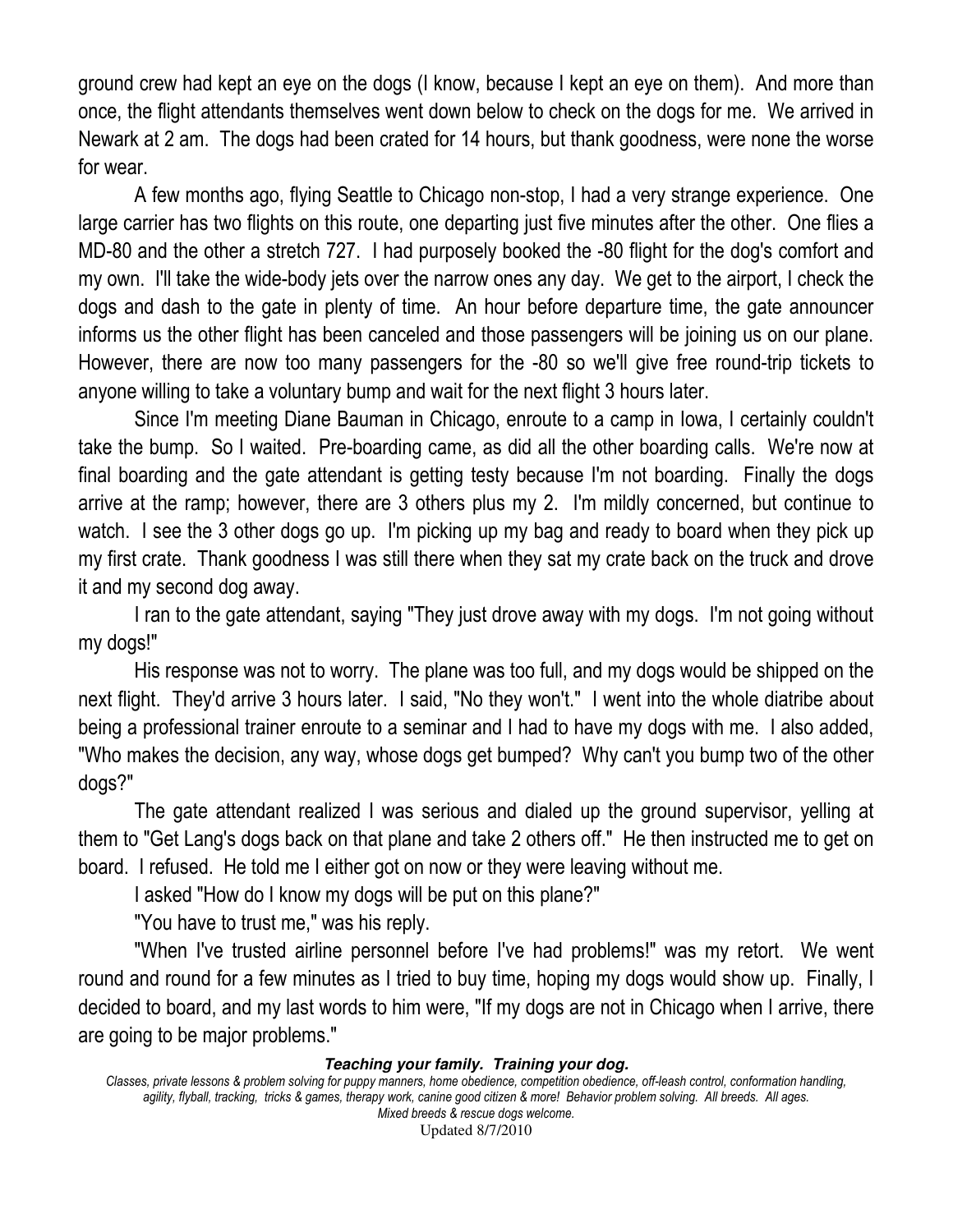ground crew had kept an eye on the dogs (I know, because I kept an eye on them). And more than once, the flight attendants themselves went down below to check on the dogs for me. We arrived in Newark at 2 am. The dogs had been crated for 14 hours, but thank goodness, were none the worse for wear.

A few months ago, flying Seattle to Chicago non-stop, I had a very strange experience. One large carrier has two flights on this route, one departing just five minutes after the other. One flies a MD-80 and the other a stretch 727. I had purposely booked the -80 flight for the dog's comfort and my own. I'll take the wide-body jets over the narrow ones any day. We get to the airport, I check the dogs and dash to the gate in plenty of time. An hour before departure time, the gate announcer informs us the other flight has been canceled and those passengers will be joining us on our plane. However, there are now too many passengers for the -80 so we'll give free round-trip tickets to anyone willing to take a voluntary bump and wait for the next flight 3 hours later.

Since I'm meeting Diane Bauman in Chicago, enroute to a camp in Iowa, I certainly couldn't take the bump. So I waited. Pre-boarding came, as did all the other boarding calls. We're now at final boarding and the gate attendant is getting testy because I'm not boarding. Finally the dogs arrive at the ramp; however, there are 3 others plus my 2. I'm mildly concerned, but continue to watch. I see the 3 other dogs go up. I'm picking up my bag and ready to board when they pick up my first crate. Thank goodness I was still there when they sat my crate back on the truck and drove it and my second dog away.

I ran to the gate attendant, saying "They just drove away with my dogs. I'm not going without my dogs!"

His response was not to worry. The plane was too full, and my dogs would be shipped on the next flight. They'd arrive 3 hours later. I said, "No they won't." I went into the whole diatribe about being a professional trainer enroute to a seminar and I had to have my dogs with me. I also added, "Who makes the decision, any way, whose dogs get bumped? Why can't you bump two of the other dogs?"

The gate attendant realized I was serious and dialed up the ground supervisor, yelling at them to "Get Lang's dogs back on that plane and take 2 others off." He then instructed me to get on board. I refused. He told me I either got on now or they were leaving without me.

I asked "How do I know my dogs will be put on this plane?"

"You have to trust me," was his reply.

"When I've trusted airline personnel before I've had problems!" was my retort. We went round and round for a few minutes as I tried to buy time, hoping my dogs would show up. Finally, I decided to board, and my last words to him were, "If my dogs are not in Chicago when I arrive, there are going to be major problems."

***Teaching your family. Training your dog.***

*Classes, private lessons & problem solving for puppy manners, home obedience, competition obedience, off-leash control, conformation handling, agility, flyball, tracking, tricks & games, therapy work, canine good citizen & more! Behavior problem solving. All breeds. All ages. Mixed breeds & rescue dogs welcome.*

Updated 8/7/2010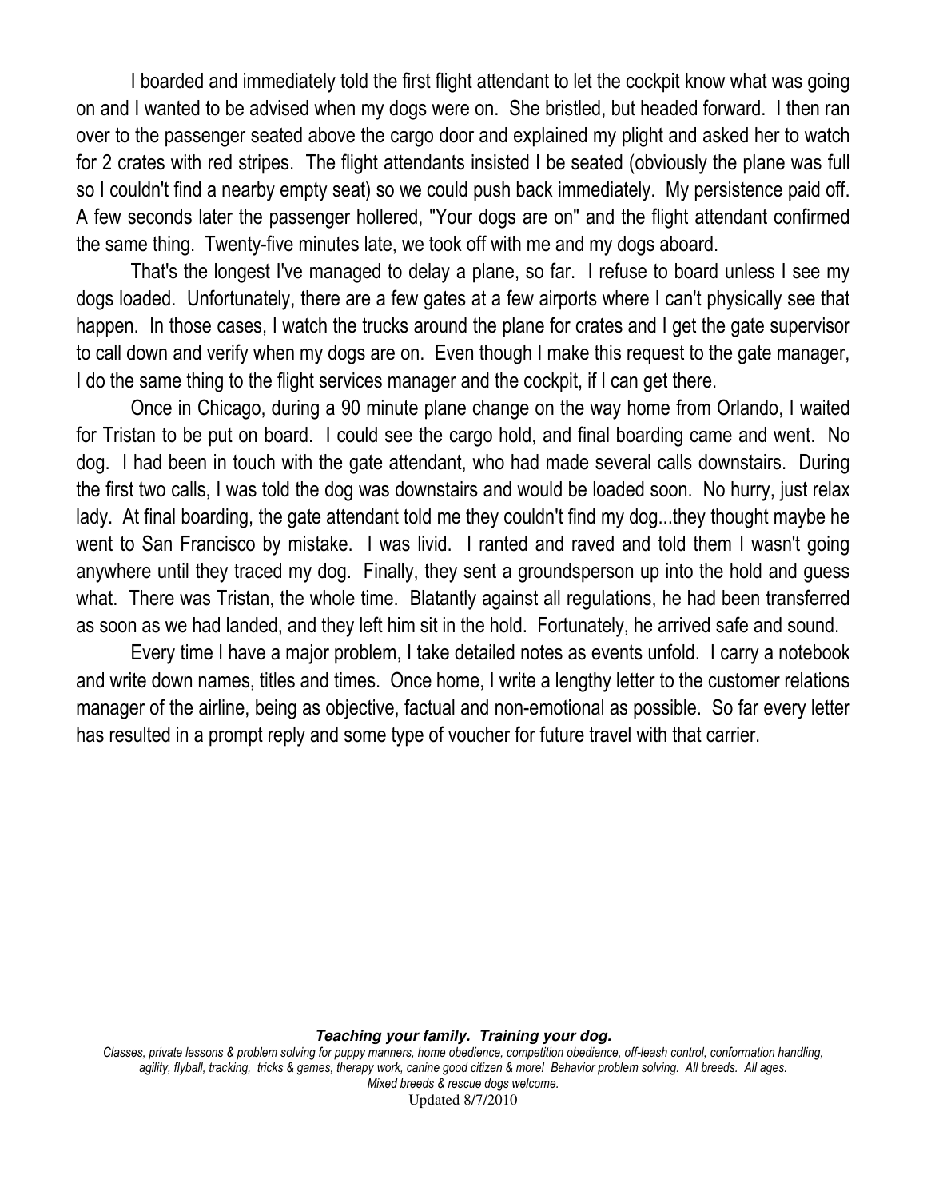I boarded and immediately told the first flight attendant to let the cockpit know what was going on and I wanted to be advised when my dogs were on. She bristled, but headed forward. I then ran over to the passenger seated above the cargo door and explained my plight and asked her to watch for 2 crates with red stripes. The flight attendants insisted I be seated (obviously the plane was full so I couldn't find a nearby empty seat) so we could push back immediately. My persistence paid off. A few seconds later the passenger hollered, "Your dogs are on" and the flight attendant confirmed the same thing. Twenty-five minutes late, we took off with me and my dogs aboard.

That's the longest I've managed to delay a plane, so far. I refuse to board unless I see my dogs loaded. Unfortunately, there are a few gates at a few airports where I can't physically see that happen. In those cases, I watch the trucks around the plane for crates and I get the gate supervisor to call down and verify when my dogs are on. Even though I make this request to the gate manager, I do the same thing to the flight services manager and the cockpit, if I can get there.

Once in Chicago, during a 90 minute plane change on the way home from Orlando, I waited for Tristan to be put on board. I could see the cargo hold, and final boarding came and went. No dog. I had been in touch with the gate attendant, who had made several calls downstairs. During the first two calls, I was told the dog was downstairs and would be loaded soon. No hurry, just relax lady. At final boarding, the gate attendant told me they couldn't find my dog...they thought maybe he went to San Francisco by mistake. I was livid. I ranted and raved and told them I wasn't going anywhere until they traced my dog. Finally, they sent a groundsperson up into the hold and guess what. There was Tristan, the whole time. Blatantly against all regulations, he had been transferred as soon as we had landed, and they left him sit in the hold. Fortunately, he arrived safe and sound.

Every time I have a major problem, I take detailed notes as events unfold. I carry a notebook and write down names, titles and times. Once home, I write a lengthy letter to the customer relations manager of the airline, being as objective, factual and non-emotional as possible. So far every letter has resulted in a prompt reply and some type of voucher for future travel with that carrier.

Updated 8/7/2010